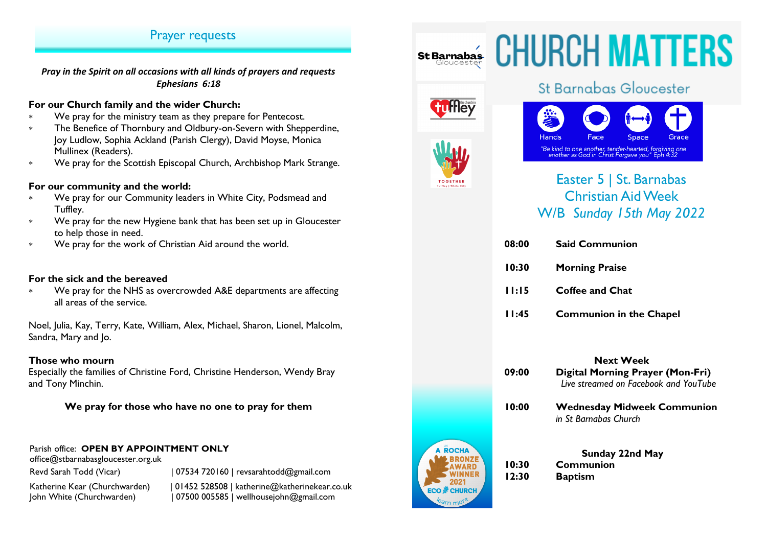## Prayer requests

***Pray in the Spirit on all occasions with all kinds of prayers and requests***
***Ephesians 6:18***

**For our Church family and the wider Church:**

* We pray for the ministry team as they prepare for Pentecost.
* The Benefice of Thornbury and Oldbury-on-Severn with Shepperdine, Joy Ludlow, Sophia Ackland (Parish Clergy), David Moyse, Monica Mullinex (Readers).
* We pray for the Scottish Episcopal Church, Archbishop Mark Strange.

**For our community and the world:**

* We pray for our Community leaders in White City, Podsmead and Tuffley.
* We pray for the new Hygiene bank that has been set up in Gloucester to help those in need.
* We pray for the work of Christian Aid around the world.

**For the sick and the bereaved**

* We pray for the NHS as overcrowded A&E departments are affecting all areas of the service.

Noel, Julia, Kay, Terry, Kate, William, Alex, Michael, Sharon, Lionel, Malcolm, Sandra, Mary and Jo.

**Those who mourn**

Especially the families of Christine Ford, Christine Henderson, Wendy Bray and Tony Minchin.

**We pray for those who have no one to pray for them**

Parish office: **OPEN BY APPOINTMENT ONLY**
office@stbarnabasgloucester.org.uk

Revd Sarah Todd (Vicar) | 07534 720160 | revsarahtodd@gmail.com
Katherine Kear (Churchwarden) | 01452 528508 | katherine@katherinekear.co.uk
John White (Churchwarden) | 07500 005585 | wellhousejohn@gmail.com

St Barnabas Gloucester

Tuffley the church in

TOGETHER Tuffley | White City

# CHURCH MATTERS

## St Barnabas Gloucester

Hands Face Space Grace

"Be kind to one another, tender-hearted, forgiving one another as God in Christ Forgave you" Eph 4:32

## Easter 5 | St. Barnabas Christian Aid Week

## W/B *Sunday 15th May 2022*

**08:00** **Said Communion**

**10:30** **Morning Praise**

**11:15** **Coffee and Chat**

**11:45** **Communion in the Chapel**

**Next Week**

**09:00** **Digital Morning Prayer (Mon-Fri)**
*Live streamed on Facebook and YouTube*

**10:00** **Wednesday Midweek Communion**
*in St Barnabas Church*

**Sunday 22nd May**

**10:30** **Communion**

**12:30** **Baptism**

A ROCHA BRONZE AWARD WINNER 2021 ECO CHURCH learn more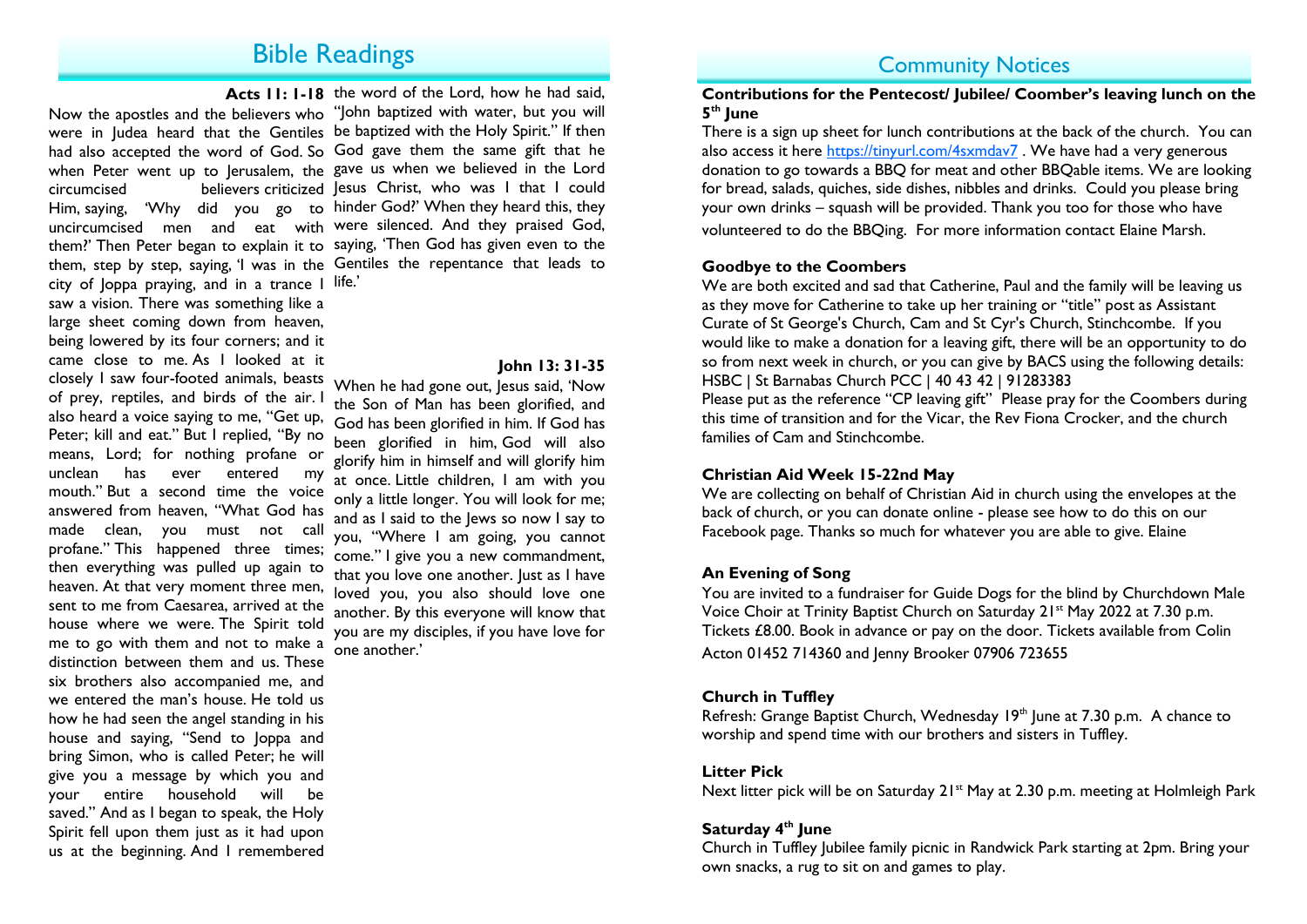# Bible Readings

**Acts 11: 1-18**

Now the apostles and the believers who were in Judea heard that the Gentiles had also accepted the word of God. So when Peter went up to Jerusalem, the circumcised believers criticized Him, saying, 'Why did you go to uncircumcised men and eat with them?' Then Peter began to explain it to them, step by step, saying, 'I was in the city of Joppa praying, and in a trance I saw a vision. There was something like a large sheet coming down from heaven, being lowered by its four corners; and it came close to me. As I looked at it closely I saw four-footed animals, beasts of prey, reptiles, and birds of the air. I also heard a voice saying to me, "Get up, Peter; kill and eat." But I replied, "By no means, Lord; for nothing profane or unclean has ever entered my mouth." But a second time the voice answered from heaven, "What God has made clean, you must not call profane." This happened three times; then everything was pulled up again to heaven. At that very moment three men, sent to me from Caesarea, arrived at the house where we were. The Spirit told me to go with them and not to make a distinction between them and us. These six brothers also accompanied me, and we entered the man's house. He told us how he had seen the angel standing in his house and saying, "Send to Joppa and bring Simon, who is called Peter; he will give you a message by which you and your entire household will be saved." And as I began to speak, the Holy Spirit fell upon them just as it had upon us at the beginning. And I remembered the word of the Lord, how he had said, "John baptized with water, but you will be baptized with the Holy Spirit." If then God gave them the same gift that he gave us when we believed in the Lord Jesus Christ, who was I that I could hinder God?' When they heard this, they were silenced. And they praised God, saying, 'Then God has given even to the Gentiles the repentance that leads to life.'

**John 13: 31-35**

When he had gone out, Jesus said, 'Now the Son of Man has been glorified, and God has been glorified in him. If God has been glorified in him, God will also glorify him in himself and will glorify him at once. Little children, I am with you only a little longer. You will look for me; and as I said to the Jews so now I say to you, "Where I am going, you cannot come." I give you a new commandment, that you love one another. Just as I have loved you, you also should love one another. By this everyone will know that you are my disciples, if you have love for one another.'

# Community Notices

**Contributions for the Pentecost/ Jubilee/ Coomber's leaving lunch on the 5th June**

There is a sign up sheet for lunch contributions at the back of the church. You can also access it here https://tinyurl.com/4sxmdav7 . We have had a very generous donation to go towards a BBQ for meat and other BBQable items. We are looking for bread, salads, quiches, side dishes, nibbles and drinks. Could you please bring your own drinks – squash will be provided. Thank you too for those who have volunteered to do the BBQing. For more information contact Elaine Marsh.

**Goodbye to the Coombers**

We are both excited and sad that Catherine, Paul and the family will be leaving us as they move for Catherine to take up her training or "title" post as Assistant Curate of St George's Church, Cam and St Cyr's Church, Stinchcombe. If you would like to make a donation for a leaving gift, there will be an opportunity to do so from next week in church, or you can give by BACS using the following details: HSBC | St Barnabas Church PCC | 40 43 42 | 91283383

Please put as the reference "CP leaving gift" Please pray for the Coombers during this time of transition and for the Vicar, the Rev Fiona Crocker, and the church families of Cam and Stinchcombe.

**Christian Aid Week 15-22nd May**

We are collecting on behalf of Christian Aid in church using the envelopes at the back of church, or you can donate online - please see how to do this on our Facebook page. Thanks so much for whatever you are able to give. Elaine

**An Evening of Song**

You are invited to a fundraiser for Guide Dogs for the blind by Churchdown Male Voice Choir at Trinity Baptist Church on Saturday 21st May 2022 at 7.30 p.m. Tickets £8.00. Book in advance or pay on the door. Tickets available from Colin Acton 01452 714360 and Jenny Brooker 07906 723655

**Church in Tuffley**

Refresh: Grange Baptist Church, Wednesday 19th June at 7.30 p.m. A chance to worship and spend time with our brothers and sisters in Tuffley.

**Litter Pick**

Next litter pick will be on Saturday 21st May at 2.30 p.m. meeting at Holmleigh Park

**Saturday 4th June**

Church in Tuffley Jubilee family picnic in Randwick Park starting at 2pm. Bring your own snacks, a rug to sit on and games to play.